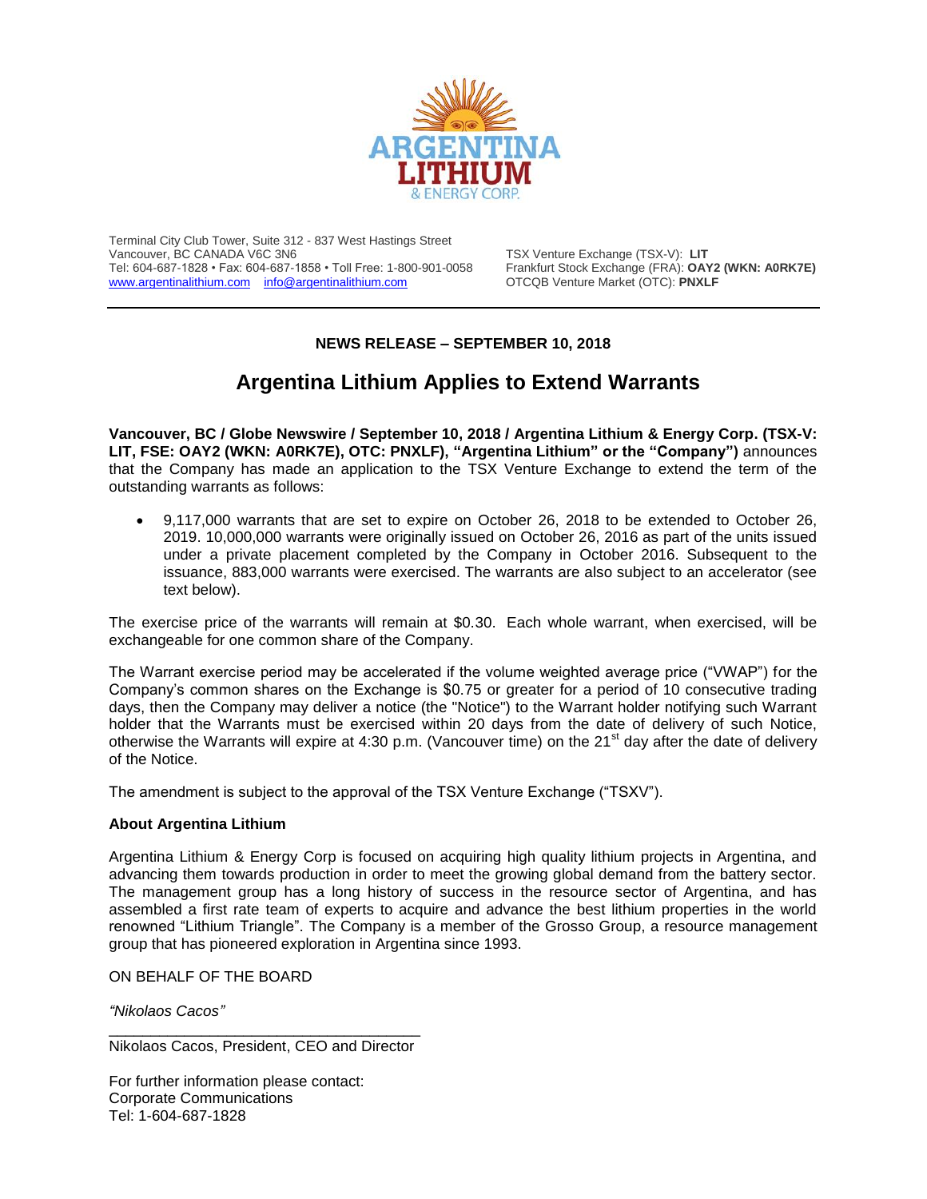ARGENTINA LITHIUM & ENERGY CORP.

Terminal City Club Tower, Suite 312 - 837 West Hastings Street
Vancouver, BC CANADA V6C 3N6
Tel: 604-687-1828 • Fax: 604-687-1858 • Toll Free: 1-800-901-0058
www.argentinalithium.com info@argentinalithium.com

TSX Venture Exchange (TSX-V): **LIT**
Frankfurt Stock Exchange (FRA): **OAY2 (WKN: A0RK7E)**
OTCQB Venture Market (OTC): **PNXLF**

---

**NEWS RELEASE – SEPTEMBER 10, 2018**

# Argentina Lithium Applies to Extend Warrants

**Vancouver, BC / Globe Newswire / September 10, 2018 / Argentina Lithium & Energy Corp. (TSX-V: LIT, FSE: OAY2 (WKN: A0RK7E), OTC: PNXLF), "Argentina Lithium" or the "Company")** announces that the Company has made an application to the TSX Venture Exchange to extend the term of the outstanding warrants as follows:

- 9,117,000 warrants that are set to expire on October 26, 2018 to be extended to October 26, 2019. 10,000,000 warrants were originally issued on October 26, 2016 as part of the units issued under a private placement completed by the Company in October 2016. Subsequent to the issuance, 883,000 warrants were exercised. The warrants are also subject to an accelerator (see text below).

The exercise price of the warrants will remain at $0.30. Each whole warrant, when exercised, will be exchangeable for one common share of the Company.

The Warrant exercise period may be accelerated if the volume weighted average price ("VWAP") for the Company's common shares on the Exchange is $0.75 or greater for a period of 10 consecutive trading days, then the Company may deliver a notice (the "Notice") to the Warrant holder notifying such Warrant holder that the Warrants must be exercised within 20 days from the date of delivery of such Notice, otherwise the Warrants will expire at 4:30 p.m. (Vancouver time) on the 21st day after the date of delivery of the Notice.

The amendment is subject to the approval of the TSX Venture Exchange ("TSXV").

**About Argentina Lithium**

Argentina Lithium & Energy Corp is focused on acquiring high quality lithium projects in Argentina, and advancing them towards production in order to meet the growing global demand from the battery sector. The management group has a long history of success in the resource sector of Argentina, and has assembled a first rate team of experts to acquire and advance the best lithium properties in the world renowned "Lithium Triangle". The Company is a member of the Grosso Group, a resource management group that has pioneered exploration in Argentina since 1993.

ON BEHALF OF THE BOARD

*"Nikolaos Cacos"*

______________________________________
Nikolaos Cacos, President, CEO and Director

For further information please contact:
Corporate Communications
Tel: 1-604-687-1828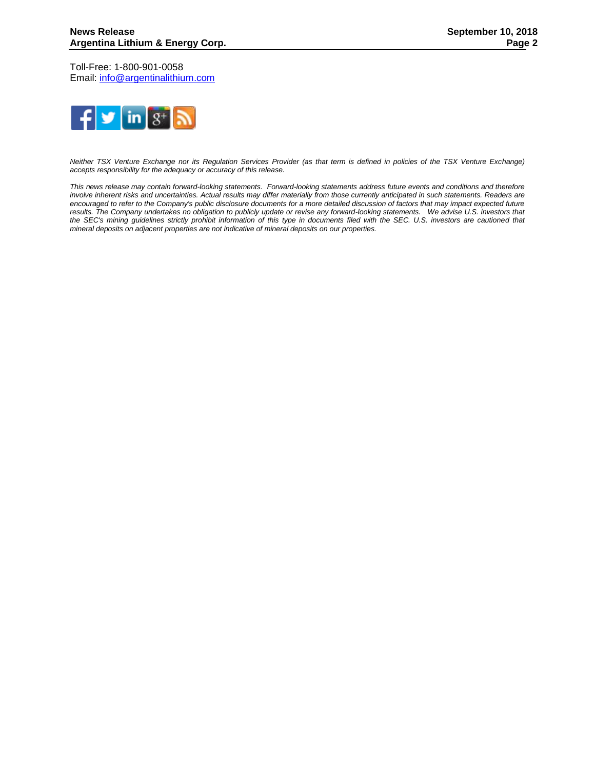Toll-Free: 1-800-901-0058
Email: info@argentinalithium.com

*Neither TSX Venture Exchange nor its Regulation Services Provider (as that term is defined in policies of the TSX Venture Exchange) accepts responsibility for the adequacy or accuracy of this release.*

*This news release may contain forward-looking statements. Forward-looking statements address future events and conditions and therefore involve inherent risks and uncertainties. Actual results may differ materially from those currently anticipated in such statements. Readers are encouraged to refer to the Company's public disclosure documents for a more detailed discussion of factors that may impact expected future results. The Company undertakes no obligation to publicly update or revise any forward-looking statements. We advise U.S. investors that the SEC's mining guidelines strictly prohibit information of this type in documents filed with the SEC. U.S. investors are cautioned that mineral deposits on adjacent properties are not indicative of mineral deposits on our properties.*